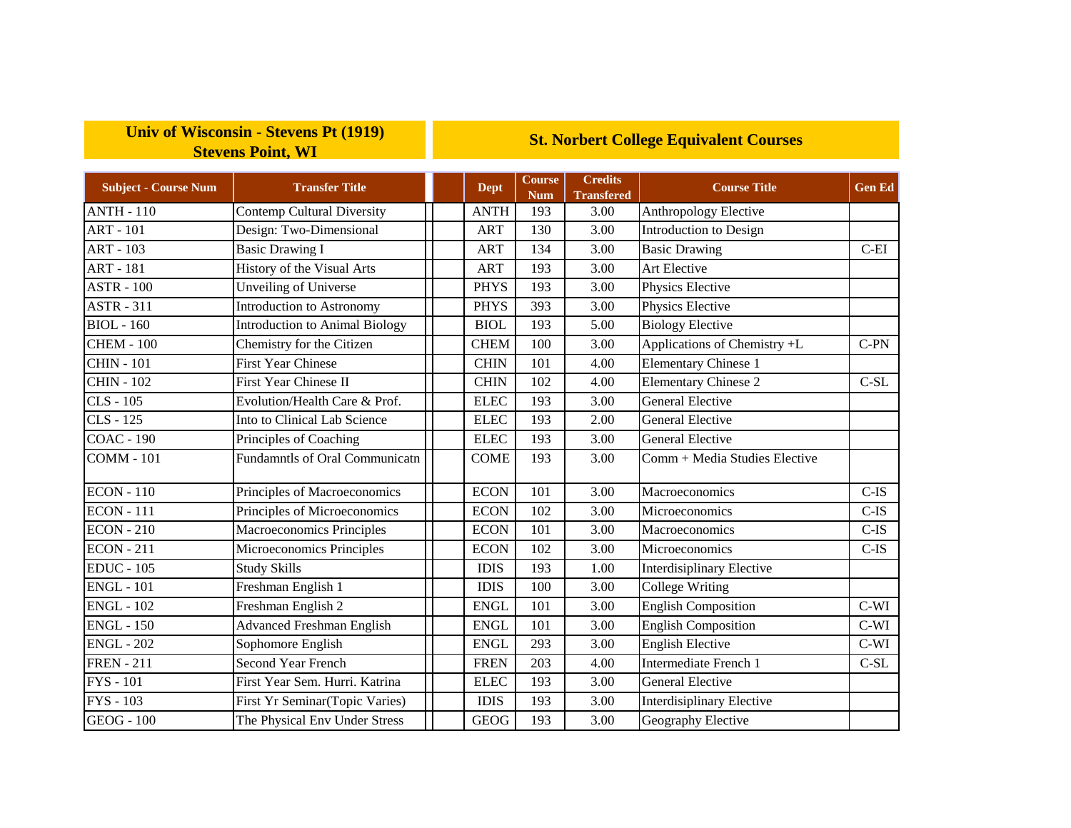| Univ of Wisconsin - Stevens Pt (1919) Stevens Point, WI | | St. Norbert College Equivalent Courses | | | | |
|---|---|---|---|---|---|---|
| **Subject - Course Num** | **Transfer Title** | **Dept** | **Course Num** | **Credits Transfered** | **Course Title** | **Gen Ed** |
| ANTH - 110 | Contemp Cultural Diversity | ANTH | 193 | 3.00 | Anthropology Elective | |
| ART - 101 | Design: Two-Dimensional | ART | 130 | 3.00 | Introduction to Design | |
| ART - 103 | Basic Drawing I | ART | 134 | 3.00 | Basic Drawing | C-EI |
| ART - 181 | History of the Visual Arts | ART | 193 | 3.00 | Art Elective | |
| ASTR - 100 | Unveiling of Universe | PHYS | 193 | 3.00 | Physics Elective | |
| ASTR - 311 | Introduction to Astronomy | PHYS | 393 | 3.00 | Physics Elective | |
| BIOL - 160 | Introduction to Animal Biology | BIOL | 193 | 5.00 | Biology Elective | |
| CHEM - 100 | Chemistry for the Citizen | CHEM | 100 | 3.00 | Applications of Chemistry +L | C-PN |
| CHIN - 101 | First Year Chinese | CHIN | 101 | 4.00 | Elementary Chinese 1 | |
| CHIN - 102 | First Year Chinese II | CHIN | 102 | 4.00 | Elementary Chinese 2 | C-SL |
| CLS - 105 | Evolution/Health Care & Prof. | ELEC | 193 | 3.00 | General Elective | |
| CLS - 125 | Into to Clinical Lab Science | ELEC | 193 | 2.00 | General Elective | |
| COAC - 190 | Principles of Coaching | ELEC | 193 | 3.00 | General Elective | |
| COMM - 101 | Fundamntls of Oral Communicatn | COME | 193 | 3.00 | Comm + Media Studies Elective | |
| ECON - 110 | Principles of Macroeconomics | ECON | 101 | 3.00 | Macroeconomics | C-IS |
| ECON - 111 | Principles of Microeconomics | ECON | 102 | 3.00 | Microeconomics | C-IS |
| ECON - 210 | Macroeconomics Principles | ECON | 101 | 3.00 | Macroeconomics | C-IS |
| ECON - 211 | Microeconomics Principles | ECON | 102 | 3.00 | Microeconomics | C-IS |
| EDUC - 105 | Study Skills | IDIS | 193 | 1.00 | Interdisiplinary Elective | |
| ENGL - 101 | Freshman English 1 | IDIS | 100 | 3.00 | College Writing | |
| ENGL - 102 | Freshman English 2 | ENGL | 101 | 3.00 | English Composition | C-WI |
| ENGL - 150 | Advanced Freshman English | ENGL | 101 | 3.00 | English Composition | C-WI |
| ENGL - 202 | Sophomore English | ENGL | 293 | 3.00 | English Elective | C-WI |
| FREN - 211 | Second Year French | FREN | 203 | 4.00 | Intermediate French 1 | C-SL |
| FYS - 101 | First Year Sem. Hurri. Katrina | ELEC | 193 | 3.00 | General Elective | |
| FYS - 103 | First Yr Seminar(Topic Varies) | IDIS | 193 | 3.00 | Interdisiplinary Elective | |
| GEOG - 100 | The Physical Env Under Stress | GEOG | 193 | 3.00 | Geography Elective | |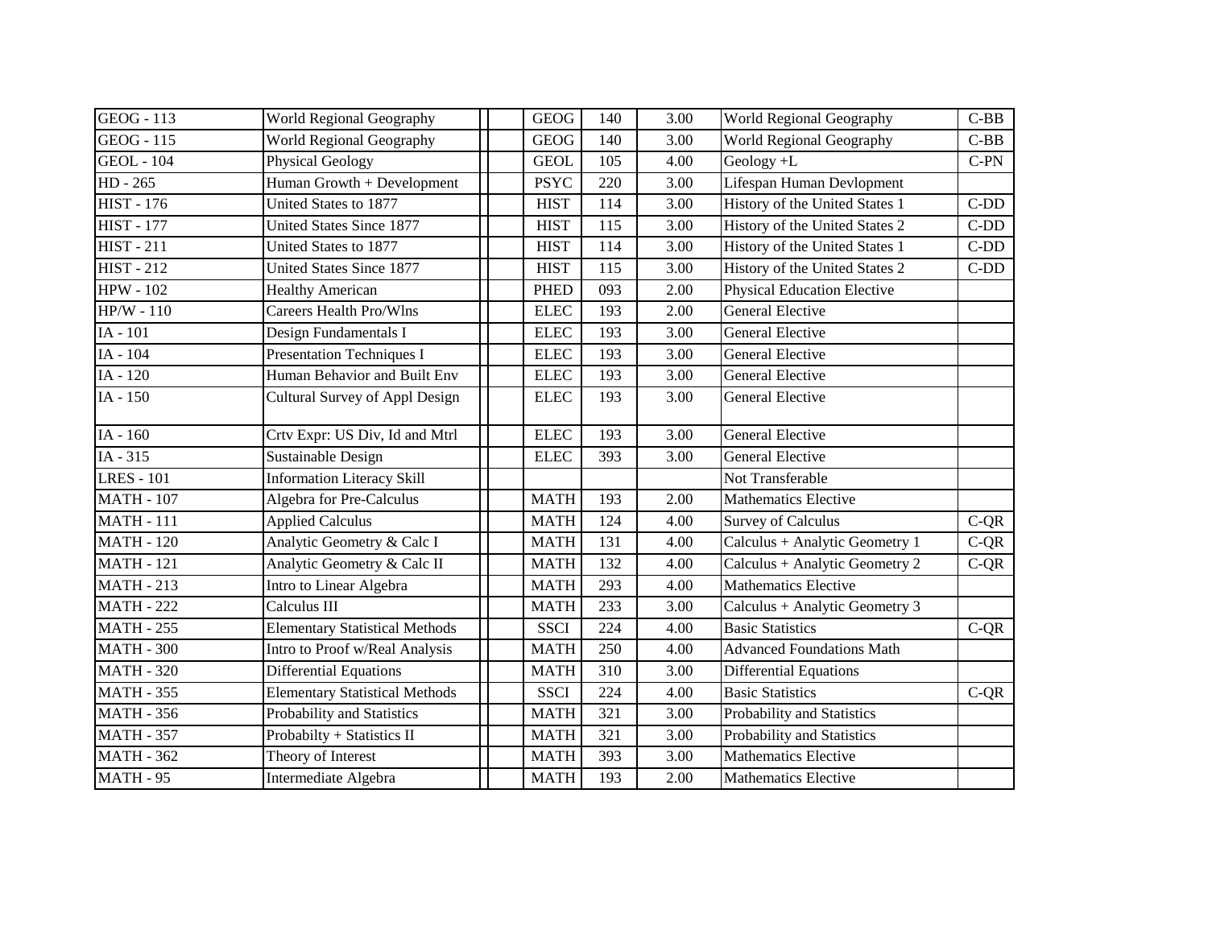| | | | | | | | | |
|---|---|---|---|---|---|---|---|---|
| GEOG - 113 | World Regional Geography | | | GEOG | 140 | 3.00 | World Regional Geography | C-BB |
| GEOG - 115 | World Regional Geography | | | GEOG | 140 | 3.00 | World Regional Geography | C-BB |
| GEOL - 104 | Physical Geology | | | GEOL | 105 | 4.00 | Geology +L | C-PN |
| HD - 265 | Human Growth + Development | | | PSYC | 220 | 3.00 | Lifespan Human Devlopment | |
| HIST - 176 | United States to 1877 | | | HIST | 114 | 3.00 | History of the United States 1 | C-DD |
| HIST - 177 | United States Since 1877 | | | HIST | 115 | 3.00 | History of the United States 2 | C-DD |
| HIST - 211 | United States to 1877 | | | HIST | 114 | 3.00 | History of the United States 1 | C-DD |
| HIST - 212 | United States Since 1877 | | | HIST | 115 | 3.00 | History of the United States 2 | C-DD |
| HPW - 102 | Healthy American | | | PHED | 093 | 2.00 | Physical Education Elective | |
| HP/W - 110 | Careers Health Pro/Wlns | | | ELEC | 193 | 2.00 | General Elective | |
| IA - 101 | Design Fundamentals I | | | ELEC | 193 | 3.00 | General Elective | |
| IA - 104 | Presentation Techniques I | | | ELEC | 193 | 3.00 | General Elective | |
| IA - 120 | Human Behavior and Built Env | | | ELEC | 193 | 3.00 | General Elective | |
| IA - 150 | Cultural Survey of Appl Design | | | ELEC | 193 | 3.00 | General Elective | |
| IA - 160 | Crtv Expr: US Div, Id and Mtrl | | | ELEC | 193 | 3.00 | General Elective | |
| IA - 315 | Sustainable Design | | | ELEC | 393 | 3.00 | General Elective | |
| LRES - 101 | Information Literacy Skill | | | | | | Not Transferable | |
| MATH - 107 | Algebra for Pre-Calculus | | | MATH | 193 | 2.00 | Mathematics Elective | |
| MATH - 111 | Applied Calculus | | | MATH | 124 | 4.00 | Survey of Calculus | C-QR |
| MATH - 120 | Analytic Geometry & Calc I | | | MATH | 131 | 4.00 | Calculus + Analytic Geometry 1 | C-QR |
| MATH - 121 | Analytic Geometry & Calc II | | | MATH | 132 | 4.00 | Calculus + Analytic Geometry 2 | C-QR |
| MATH - 213 | Intro to Linear Algebra | | | MATH | 293 | 4.00 | Mathematics Elective | |
| MATH - 222 | Calculus III | | | MATH | 233 | 3.00 | Calculus + Analytic Geometry 3 | |
| MATH - 255 | Elementary Statistical Methods | | | SSCI | 224 | 4.00 | Basic Statistics | C-QR |
| MATH - 300 | Intro to Proof w/Real Analysis | | | MATH | 250 | 4.00 | Advanced Foundations Math | |
| MATH - 320 | Differential Equations | | | MATH | 310 | 3.00 | Differential Equations | |
| MATH - 355 | Elementary Statistical Methods | | | SSCI | 224 | 4.00 | Basic Statistics | C-QR |
| MATH - 356 | Probability and Statistics | | | MATH | 321 | 3.00 | Probability and Statistics | |
| MATH - 357 | Probabilty + Statistics II | | | MATH | 321 | 3.00 | Probability and Statistics | |
| MATH - 362 | Theory of Interest | | | MATH | 393 | 3.00 | Mathematics Elective | |
| MATH - 95 | Intermediate Algebra | | | MATH | 193 | 2.00 | Mathematics Elective | |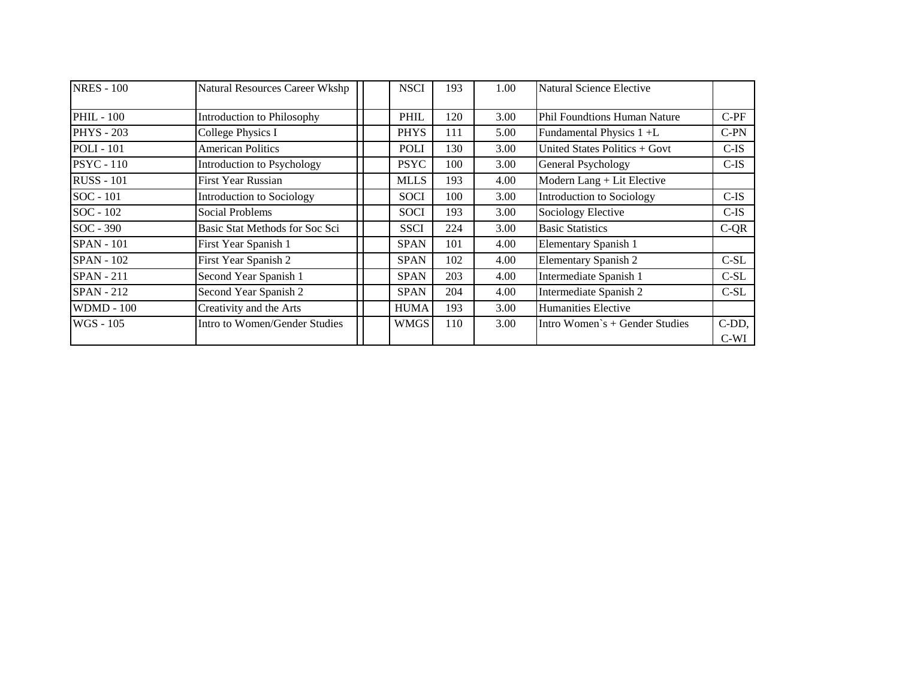| | | | | | | | | |
|---|---|---|---|---|---|---|---|---|
| NRES - 100 | Natural Resources Career Wkshp | | | NSCI | 193 | 1.00 | Natural Science Elective | |
| PHIL - 100 | Introduction to Philosophy | | | PHIL | 120 | 3.00 | Phil Foundtions Human Nature | C-PF |
| PHYS - 203 | College Physics I | | | PHYS | 111 | 5.00 | Fundamental Physics 1 +L | C-PN |
| POLI - 101 | American Politics | | | POLI | 130 | 3.00 | United States Politics + Govt | C-IS |
| PSYC - 110 | Introduction to Psychology | | | PSYC | 100 | 3.00 | General Psychology | C-IS |
| RUSS - 101 | First Year Russian | | | MLLS | 193 | 4.00 | Modern Lang + Lit Elective | |
| SOC - 101 | Introduction to Sociology | | | SOCI | 100 | 3.00 | Introduction to Sociology | C-IS |
| SOC - 102 | Social Problems | | | SOCI | 193 | 3.00 | Sociology Elective | C-IS |
| SOC - 390 | Basic Stat Methods for Soc Sci | | | SSCI | 224 | 3.00 | Basic Statistics | C-QR |
| SPAN - 101 | First Year Spanish 1 | | | SPAN | 101 | 4.00 | Elementary Spanish 1 | |
| SPAN - 102 | First Year Spanish 2 | | | SPAN | 102 | 4.00 | Elementary Spanish 2 | C-SL |
| SPAN - 211 | Second Year Spanish 1 | | | SPAN | 203 | 4.00 | Intermediate Spanish 1 | C-SL |
| SPAN - 212 | Second Year Spanish 2 | | | SPAN | 204 | 4.00 | Intermediate Spanish 2 | C-SL |
| WDMD - 100 | Creativity and the Arts | | | HUMA | 193 | 3.00 | Humanities Elective | |
| WGS - 105 | Intro to Women/Gender Studies | | | WMGS | 110 | 3.00 | Intro Women`s + Gender Studies | C-DD, C-WI |